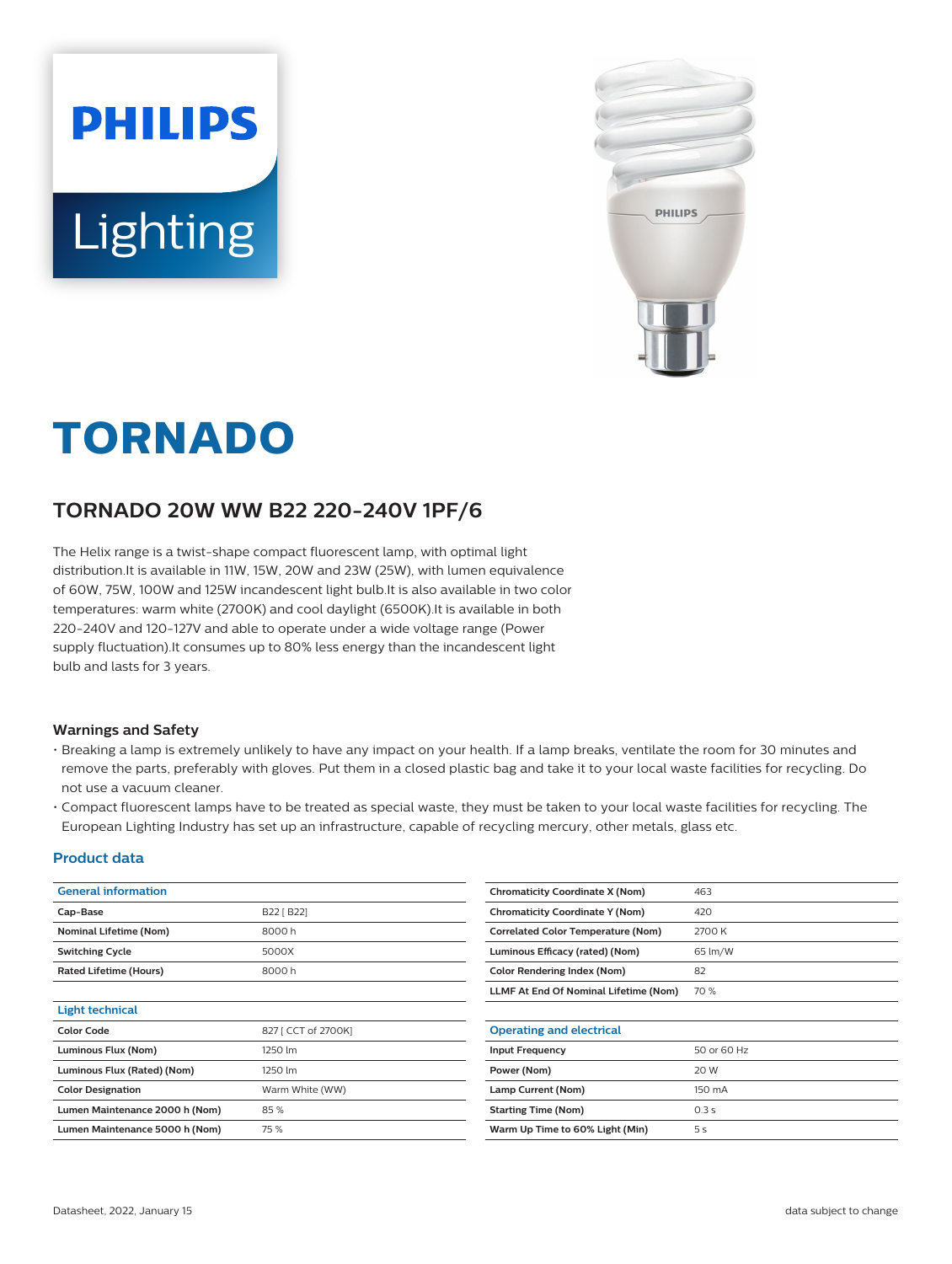PHILIPS

Lighting

# TORNADO

## TORNADO 20W WW B22 220-240V 1PF/6

The Helix range is a twist-shape compact fluorescent lamp, with optimal light distribution.It is available in 11W, 15W, 20W and 23W (25W), with lumen equivalence of 60W, 75W, 100W and 125W incandescent light bulb.It is also available in two color temperatures: warm white (2700K) and cool daylight (6500K).It is available in both 220-240V and 120-127V and able to operate under a wide voltage range (Power supply fluctuation).It consumes up to 80% less energy than the incandescent light bulb and lasts for 3 years.

### Warnings and Safety

- Breaking a lamp is extremely unlikely to have any impact on your health. If a lamp breaks, ventilate the room for 30 minutes and remove the parts, preferably with gloves. Put them in a closed plastic bag and take it to your local waste facilities for recycling. Do not use a vacuum cleaner.
- Compact fluorescent lamps have to be treated as special waste, they must be taken to your local waste facilities for recycling. The European Lighting Industry has set up an infrastructure, capable of recycling mercury, other metals, glass etc.

### Product data

| General information | |
|---|---|
| Cap-Base | B22 [ B22] |
| Nominal Lifetime (Nom) | 8000 h |
| Switching Cycle | 5000X |
| Rated Lifetime (Hours) | 8000 h |

| Light technical | |
|---|---|
| Color Code | 827 [ CCT of 2700K] |
| Luminous Flux (Nom) | 1250 lm |
| Luminous Flux (Rated) (Nom) | 1250 lm |
| Color Designation | Warm White (WW) |
| Lumen Maintenance 2000 h (Nom) | 85 % |
| Lumen Maintenance 5000 h (Nom) | 75 % |
| Chromaticity Coordinate X (Nom) | 463 |
| Chromaticity Coordinate Y (Nom) | 420 |
| Correlated Color Temperature (Nom) | 2700 K |
| Luminous Efficacy (rated) (Nom) | 65 lm/W |
| Color Rendering Index (Nom) | 82 |
| LLMF At End Of Nominal Lifetime (Nom) | 70 % |

| Operating and electrical | |
|---|---|
| Input Frequency | 50 or 60 Hz |
| Power (Nom) | 20 W |
| Lamp Current (Nom) | 150 mA |
| Starting Time (Nom) | 0.3 s |
| Warm Up Time to 60% Light (Min) | 5 s |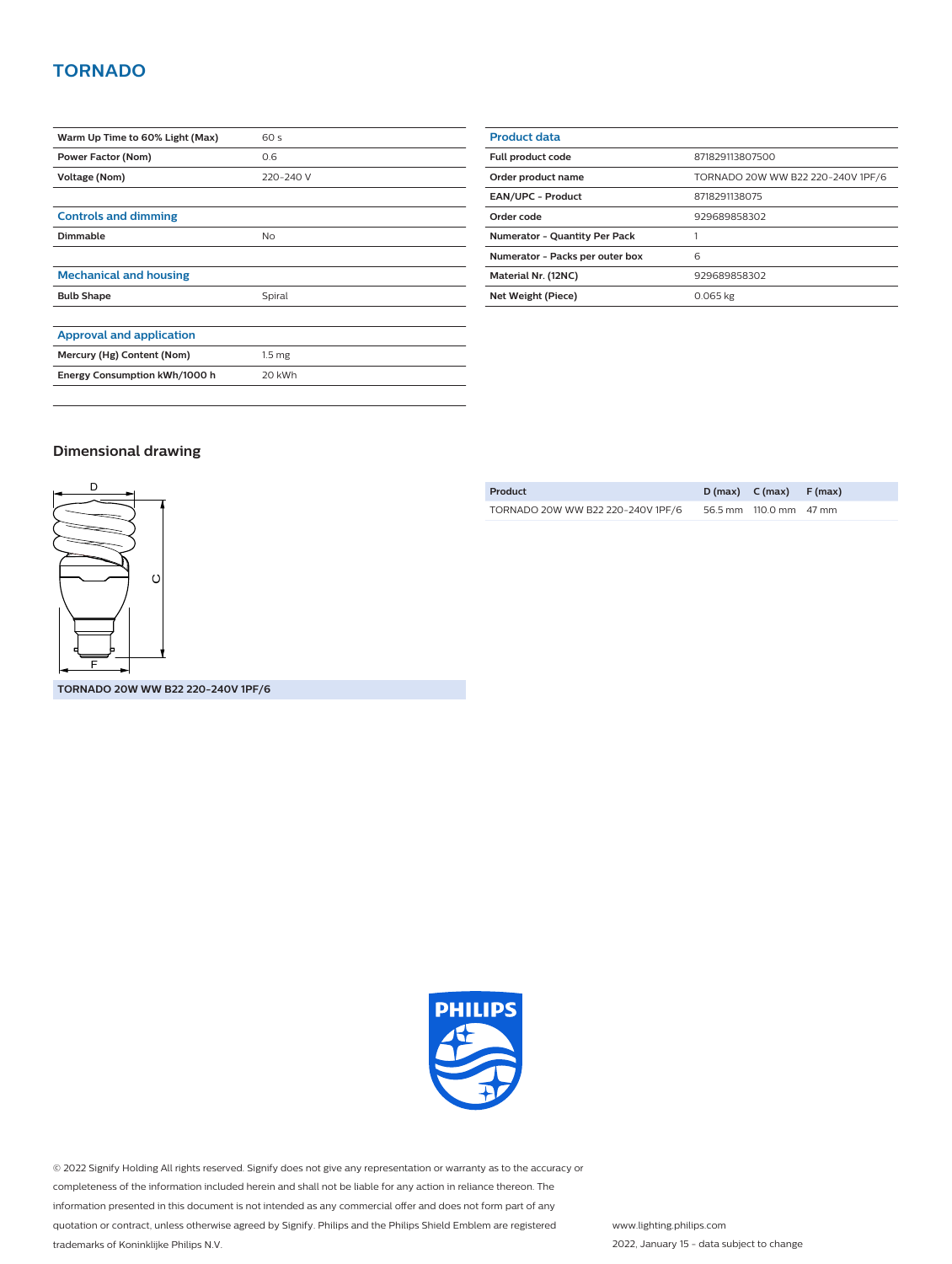## TORNADO

| | |
|---|---|
| **Warm Up Time to 60% Light (Max)** | 60 s |
| **Power Factor (Nom)** | 0.6 |
| **Voltage (Nom)** | 220-240 V |

### Controls and dimming

| | |
|---|---|
| **Dimmable** | No |

### Mechanical and housing

| | |
|---|---|
| **Bulb Shape** | Spiral |

### Approval and application

| | |
|---|---|
| **Mercury (Hg) Content (Nom)** | 1.5 mg |
| **Energy Consumption kWh/1000 h** | 20 kWh |

### Product data

| | |
|---|---|
| **Full product code** | 871829113807500 |
| **Order product name** | TORNADO 20W WW B22 220-240V 1PF/6 |
| **EAN/UPC - Product** | 8718291138075 |
| **Order code** | 929689858302 |
| **Numerator - Quantity Per Pack** | 1 |
| **Numerator - Packs per outer box** | 6 |
| **Material Nr. (12NC)** | 929689858302 |
| **Net Weight (Piece)** | 0.065 kg |

## Dimensional drawing

D

C

F

**TORNADO 20W WW B22 220-240V 1PF/6**

| Product | D (max) | C (max) | F (max) |
|---|---|---|---|
| TORNADO 20W WW B22 220-240V 1PF/6 | 56.5 mm | 110.0 mm | 47 mm |

© 2022 Signify Holding All rights reserved. Signify does not give any representation or warranty as to the accuracy or completeness of the information included herein and shall not be liable for any action in reliance thereon. The information presented in this document is not intended as any commercial offer and does not form part of any quotation or contract, unless otherwise agreed by Signify. Philips and the Philips Shield Emblem are registered trademarks of Koninklijke Philips N.V.

www.lighting.philips.com

2022, January 15 - data subject to change